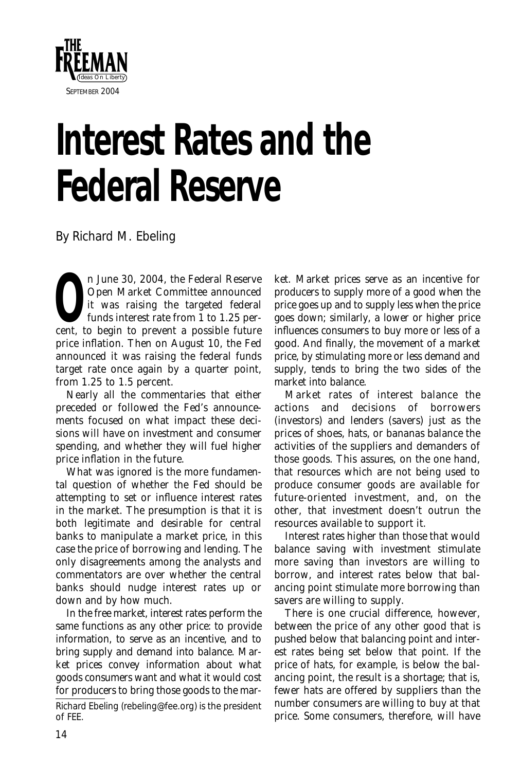THE FREEMAN
Ideas On Liberty
SEPTEMBER 2004

# Interest Rates and the Federal Reserve

By Richard M. Ebeling

On June 30, 2004, the Federal Reserve Open Market Committee announced it was raising the targeted federal funds interest rate from 1 to 1.25 percent, to begin to prevent a possible future price inflation. Then on August 10, the Fed announced it was raising the federal funds target rate once again by a quarter point, from 1.25 to 1.5 percent.

Nearly all the commentaries that either preceded or followed the Fed's announcements focused on what impact these decisions will have on investment and consumer spending, and whether they will fuel higher price inflation in the future.

What was ignored is the more fundamental question of whether the Fed should be attempting to set or influence interest rates in the market. The presumption is that it is both legitimate and desirable for central banks to manipulate a market price, in this case the price of borrowing and lending. The only disagreements among the analysts and commentators are over whether the central banks should nudge interest rates up or down and by how much.

In the free market, interest rates perform the same functions as any other price: to provide information, to serve as an incentive, and to bring supply and demand into balance. Market prices convey information about what goods consumers want and what it would cost for producers to bring those goods to the market. Market prices serve as an incentive for producers to supply more of a good when the price goes up and to supply less when the price goes down; similarly, a lower or higher price influences consumers to buy more or less of a good. And finally, the movement of a market price, by stimulating more or less demand and supply, tends to bring the two sides of the market into balance.

Market rates of interest balance the actions and decisions of borrowers (investors) and lenders (savers) just as the prices of shoes, hats, or bananas balance the activities of the suppliers and demanders of those goods. This assures, on the one hand, that resources which are not being used to produce consumer goods are available for future-oriented investment, and, on the other, that investment doesn't outrun the resources available to support it.

Interest rates higher than those that would balance saving with investment stimulate more saving than investors are willing to borrow, and interest rates below that balancing point stimulate more borrowing than savers are willing to supply.

There is one crucial difference, however, between the price of any other good that is pushed below that balancing point and interest rates being set below that point. If the price of hats, for example, is below the balancing point, the result is a shortage; that is, fewer hats are offered by suppliers than the number consumers are willing to buy at that price. Some consumers, therefore, will have

Richard Ebeling (rebeling@fee.org) is the president of FEE.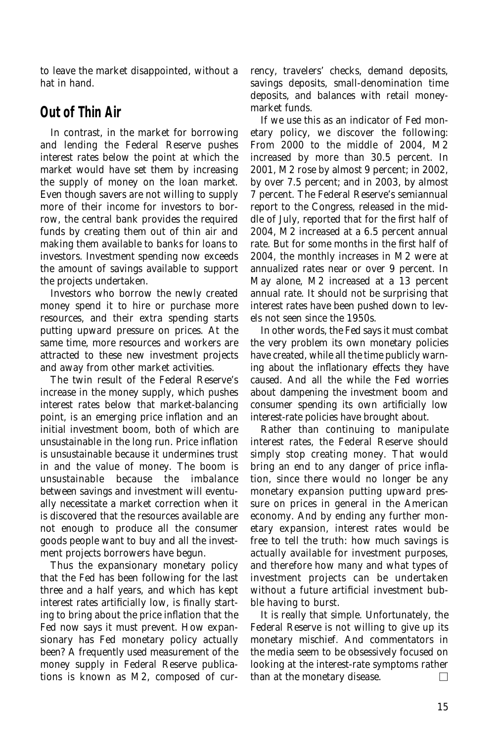to leave the market disappointed, without a hat in hand.

## Out of Thin Air

In contrast, in the market for borrowing and lending the Federal Reserve pushes interest rates below the point at which the market would have set them by increasing the supply of money on the loan market. Even though savers are not willing to supply more of their income for investors to borrow, the central bank provides the required funds by creating them out of thin air and making them available to banks for loans to investors. Investment spending now exceeds the amount of savings available to support the projects undertaken.

Investors who borrow the newly created money spend it to hire or purchase more resources, and their extra spending starts putting upward pressure on prices. At the same time, more resources and workers are attracted to these new investment projects and away from other market activities.

The twin result of the Federal Reserve's increase in the money supply, which pushes interest rates below that market-balancing point, is an emerging price inflation and an initial investment boom, both of which are unsustainable in the long run. Price inflation is unsustainable because it undermines trust in and the value of money. The boom is unsustainable because the imbalance between savings and investment will eventually necessitate a market correction when it is discovered that the resources available are not enough to produce all the consumer goods people want to buy and all the investment projects borrowers have begun.

Thus the expansionary monetary policy that the Fed has been following for the last three and a half years, and which has kept interest rates artificially low, is finally starting to bring about the price inflation that the Fed now says it must prevent. How expansionary has Fed monetary policy actually been? A frequently used measurement of the money supply in Federal Reserve publications is known as M2, composed of currency, travelers' checks, demand deposits, savings deposits, small-denomination time deposits, and balances with retail money-market funds.

If we use this as an indicator of Fed monetary policy, we discover the following: From 2000 to the middle of 2004, M2 increased by more than 30.5 percent. In 2001, M2 rose by almost 9 percent; in 2002, by over 7.5 percent; and in 2003, by almost 7 percent. The Federal Reserve's semiannual report to the Congress, released in the middle of July, reported that for the first half of 2004, M2 increased at a 6.5 percent annual rate. But for some months in the first half of 2004, the monthly increases in M2 were at annualized rates near or over 9 percent. In May alone, M2 increased at a 13 percent annual rate. It should not be surprising that interest rates have been pushed down to levels not seen since the 1950s.

In other words, the Fed says it must combat the very problem its own monetary policies have created, while all the time publicly warning about the inflationary effects they have caused. And all the while the Fed worries about dampening the investment boom and consumer spending its own artificially low interest-rate policies have brought about.

Rather than continuing to manipulate interest rates, the Federal Reserve should simply stop creating money. That would bring an end to any danger of price inflation, since there would no longer be any monetary expansion putting upward pressure on prices in general in the American economy. And by ending any further monetary expansion, interest rates would be free to tell the truth: how much savings is actually available for investment purposes, and therefore how many and what types of investment projects can be undertaken without a future artificial investment bubble having to burst.

It is really that simple. Unfortunately, the Federal Reserve is not willing to give up its monetary mischief. And commentators in the media seem to be obsessively focused on looking at the interest-rate symptoms rather than at the monetary disease. □